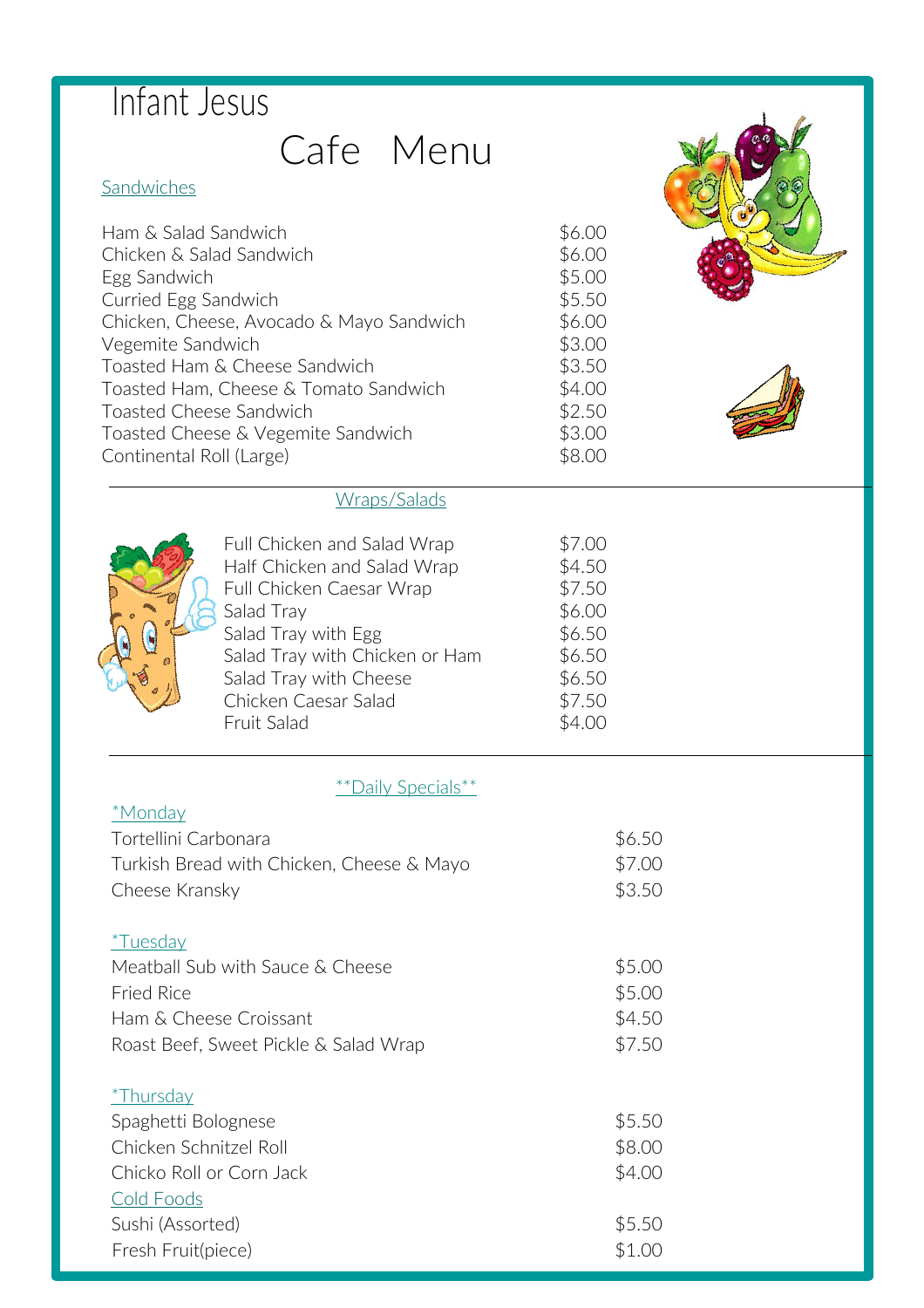# Infant Jesus

# Cafe Menu

## Sandwiches

| Item | Price |
|---|---|
| Ham & Salad Sandwich | $6.00 |
| Chicken & Salad Sandwich | $6.00 |
| Egg Sandwich | $5.00 |
| Curried Egg Sandwich | $5.50 |
| Chicken, Cheese, Avocado & Mayo Sandwich | $6.00 |
| Vegemite Sandwich | $3.00 |
| Toasted Ham & Cheese Sandwich | $3.50 |
| Toasted Ham, Cheese & Tomato Sandwich | $4.00 |
| Toasted Cheese Sandwich | $2.50 |
| Toasted Cheese & Vegemite Sandwich | $3.00 |
| Continental Roll (Large) | $8.00 |

## Wraps/Salads

| Item | Price |
|---|---|
| Full Chicken and Salad Wrap | $7.00 |
| Half Chicken and Salad Wrap | $4.50 |
| Full Chicken Caesar Wrap | $7.50 |
| Salad Tray | $6.00 |
| Salad Tray with Egg | $6.50 |
| Salad Tray with Chicken or Ham | $6.50 |
| Salad Tray with Cheese | $6.50 |
| Chicken Caesar Salad | $7.50 |
| Fruit Salad | $4.00 |

## **Daily Specials**

### *Monday

| Item | Price |
|---|---|
| Tortellini Carbonara | $6.50 |
| Turkish Bread with Chicken, Cheese & Mayo | $7.00 |
| Cheese Kransky | $3.50 |

### *Tuesday

| Item | Price |
|---|---|
| Meatball Sub with Sauce & Cheese | $5.00 |
| Fried Rice | $5.00 |
| Ham & Cheese Croissant | $4.50 |
| Roast Beef, Sweet Pickle & Salad Wrap | $7.50 |

### *Thursday

| Item | Price |
|---|---|
| Spaghetti Bolognese | $5.50 |
| Chicken Schnitzel Roll | $8.00 |
| Chicko Roll or Corn Jack | $4.00 |

## Cold Foods

| Item | Price |
|---|---|
| Sushi (Assorted) | $5.50 |
| Fresh Fruit(piece) | $1.00 |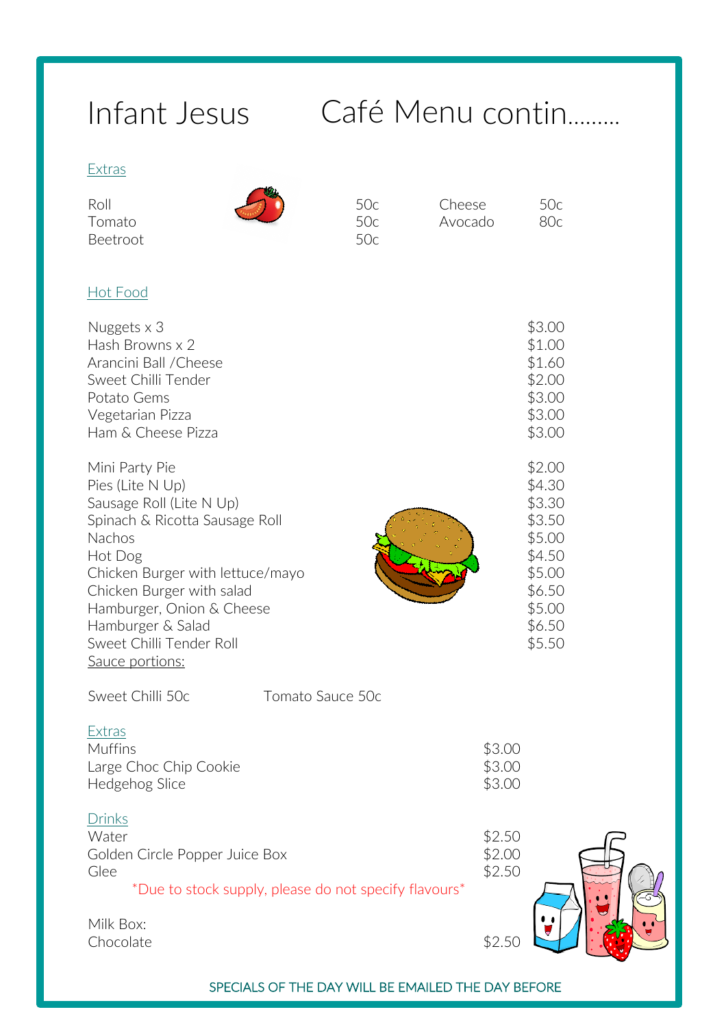# Infant Jesus Café Menu contin………

## Extras

| | | | |
|---|---|---|---|
| Roll | 50c | Cheese | 50c |
| Tomato | 50c | Avocado | 80c |
| Beetroot | 50c | | |

## Hot Food

| | |
|---|---|
| Nuggets x 3 | $3.00 |
| Hash Browns x 2 | $1.00 |
| Arancini Ball /Cheese | $1.60 |
| Sweet Chilli Tender | $2.00 |
| Potato Gems | $3.00 |
| Vegetarian Pizza | $3.00 |
| Ham & Cheese Pizza | $3.00 |

| | |
|---|---|
| Mini Party Pie | $2.00 |
| Pies (Lite N Up) | $4.30 |
| Sausage Roll (Lite N Up) | $3.30 |
| Spinach & Ricotta Sausage Roll | $3.50 |
| Nachos | $5.00 |
| Hot Dog | $4.50 |
| Chicken Burger with lettuce/mayo | $5.00 |
| Chicken Burger with salad | $6.50 |
| Hamburger, Onion & Cheese | $5.00 |
| Hamburger & Salad | $6.50 |
| Sweet Chilli Tender Roll | $5.50 |

Sauce portions:

Sweet Chilli 50c Tomato Sauce 50c

## Extras

| | |
|---|---|
| Muffins | $3.00 |
| Large Choc Chip Cookie | $3.00 |
| Hedgehog Slice | $3.00 |

## Drinks

| | |
|---|---|
| Water | $2.50 |
| Golden Circle Popper Juice Box | $2.00 |
| Glee | $2.50 |

*Due to stock supply, please do not specify flavours*

Milk Box:

| | |
|---|---|
| Chocolate | $2.50 |

SPECIALS OF THE DAY WILL BE EMAILED THE DAY BEFORE